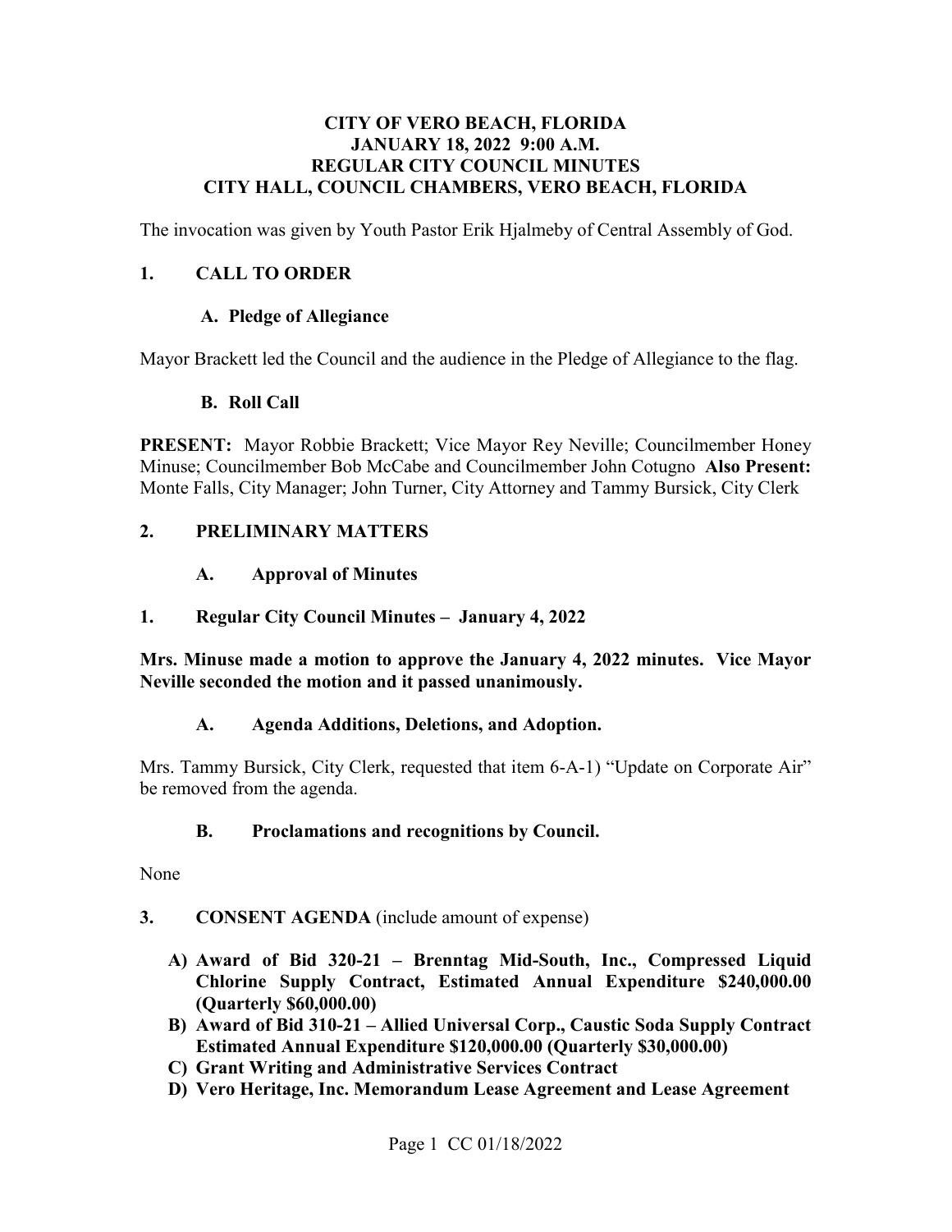**CITY OF VERO BEACH, FLORIDA**
**JANUARY 18, 2022 9:00 A.M.**
**REGULAR CITY COUNCIL MINUTES**
**CITY HALL, COUNCIL CHAMBERS, VERO BEACH, FLORIDA**

The invocation was given by Youth Pastor Erik Hjalmeby of Central Assembly of God.

## 1. CALL TO ORDER

### A. Pledge of Allegiance

Mayor Brackett led the Council and the audience in the Pledge of Allegiance to the flag.

### B. Roll Call

**PRESENT:** Mayor Robbie Brackett; Vice Mayor Rey Neville; Councilmember Honey Minuse; Councilmember Bob McCabe and Councilmember John Cotugno **Also Present:** Monte Falls, City Manager; John Turner, City Attorney and Tammy Bursick, City Clerk

## 2. PRELIMINARY MATTERS

### A. Approval of Minutes

### 1. Regular City Council Minutes – January 4, 2022

**Mrs. Minuse made a motion to approve the January 4, 2022 minutes. Vice Mayor Neville seconded the motion and it passed unanimously.**

### A. Agenda Additions, Deletions, and Adoption.

Mrs. Tammy Bursick, City Clerk, requested that item 6-A-1) "Update on Corporate Air" be removed from the agenda.

### B. Proclamations and recognitions by Council.

None

## 3. CONSENT AGENDA (include amount of expense)

**A) Award of Bid 320-21 – Brenntag Mid-South, Inc., Compressed Liquid Chlorine Supply Contract, Estimated Annual Expenditure $240,000.00 (Quarterly $60,000.00)**
**B) Award of Bid 310-21 – Allied Universal Corp., Caustic Soda Supply Contract Estimated Annual Expenditure $120,000.00 (Quarterly $30,000.00)**
**C) Grant Writing and Administrative Services Contract**
**D) Vero Heritage, Inc. Memorandum Lease Agreement and Lease Agreement**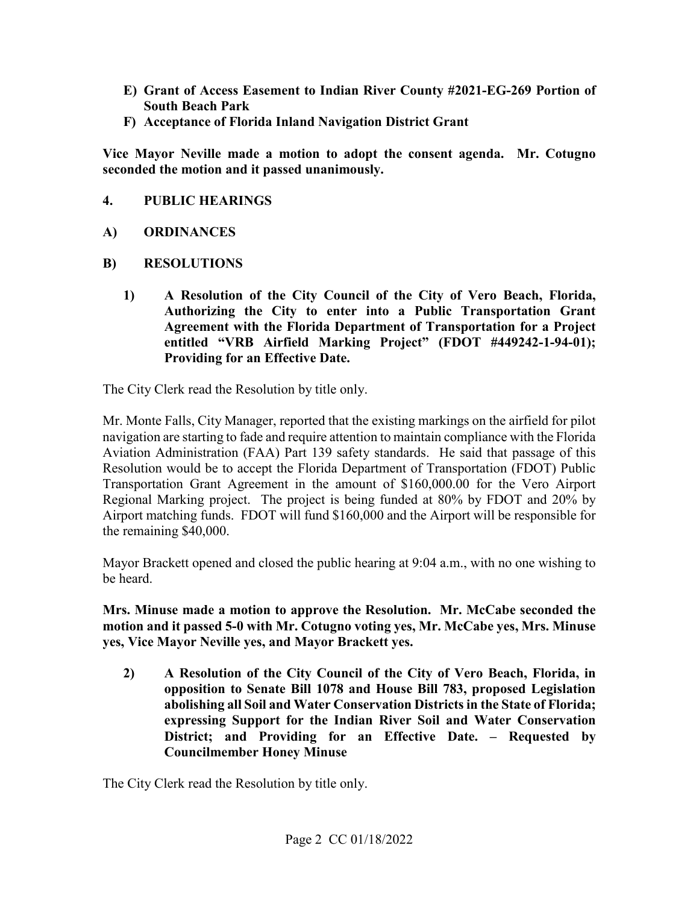**E) Grant of Access Easement to Indian River County #2021-EG-269 Portion of South Beach Park**

**F) Acceptance of Florida Inland Navigation District Grant**

**Vice Mayor Neville made a motion to adopt the consent agenda. Mr. Cotugno seconded the motion and it passed unanimously.**

## 4. PUBLIC HEARINGS

### A) ORDINANCES

### B) RESOLUTIONS

**1) A Resolution of the City Council of the City of Vero Beach, Florida, Authorizing the City to enter into a Public Transportation Grant Agreement with the Florida Department of Transportation for a Project entitled "VRB Airfield Marking Project" (FDOT #449242-1-94-01); Providing for an Effective Date.**

The City Clerk read the Resolution by title only.

Mr. Monte Falls, City Manager, reported that the existing markings on the airfield for pilot navigation are starting to fade and require attention to maintain compliance with the Florida Aviation Administration (FAA) Part 139 safety standards. He said that passage of this Resolution would be to accept the Florida Department of Transportation (FDOT) Public Transportation Grant Agreement in the amount of $160,000.00 for the Vero Airport Regional Marking project. The project is being funded at 80% by FDOT and 20% by Airport matching funds. FDOT will fund $160,000 and the Airport will be responsible for the remaining $40,000.

Mayor Brackett opened and closed the public hearing at 9:04 a.m., with no one wishing to be heard.

**Mrs. Minuse made a motion to approve the Resolution. Mr. McCabe seconded the motion and it passed 5-0 with Mr. Cotugno voting yes, Mr. McCabe yes, Mrs. Minuse yes, Vice Mayor Neville yes, and Mayor Brackett yes.**

**2) A Resolution of the City Council of the City of Vero Beach, Florida, in opposition to Senate Bill 1078 and House Bill 783, proposed Legislation abolishing all Soil and Water Conservation Districts in the State of Florida; expressing Support for the Indian River Soil and Water Conservation District; and Providing for an Effective Date. – Requested by Councilmember Honey Minuse**

The City Clerk read the Resolution by title only.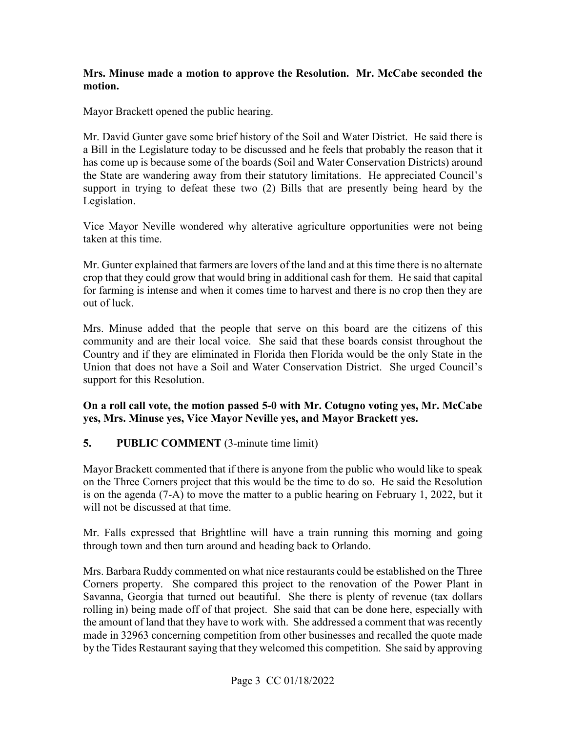**Mrs. Minuse made a motion to approve the Resolution. Mr. McCabe seconded the motion.**

Mayor Brackett opened the public hearing.

Mr. David Gunter gave some brief history of the Soil and Water District. He said there is a Bill in the Legislature today to be discussed and he feels that probably the reason that it has come up is because some of the boards (Soil and Water Conservation Districts) around the State are wandering away from their statutory limitations. He appreciated Council's support in trying to defeat these two (2) Bills that are presently being heard by the Legislation.

Vice Mayor Neville wondered why alterative agriculture opportunities were not being taken at this time.

Mr. Gunter explained that farmers are lovers of the land and at this time there is no alternate crop that they could grow that would bring in additional cash for them. He said that capital for farming is intense and when it comes time to harvest and there is no crop then they are out of luck.

Mrs. Minuse added that the people that serve on this board are the citizens of this community and are their local voice. She said that these boards consist throughout the Country and if they are eliminated in Florida then Florida would be the only State in the Union that does not have a Soil and Water Conservation District. She urged Council's support for this Resolution.

**On a roll call vote, the motion passed 5-0 with Mr. Cotugno voting yes, Mr. McCabe yes, Mrs. Minuse yes, Vice Mayor Neville yes, and Mayor Brackett yes.**

## 5. PUBLIC COMMENT (3-minute time limit)

Mayor Brackett commented that if there is anyone from the public who would like to speak on the Three Corners project that this would be the time to do so. He said the Resolution is on the agenda (7-A) to move the matter to a public hearing on February 1, 2022, but it will not be discussed at that time.

Mr. Falls expressed that Brightline will have a train running this morning and going through town and then turn around and heading back to Orlando.

Mrs. Barbara Ruddy commented on what nice restaurants could be established on the Three Corners property. She compared this project to the renovation of the Power Plant in Savanna, Georgia that turned out beautiful. She there is plenty of revenue (tax dollars rolling in) being made off of that project. She said that can be done here, especially with the amount of land that they have to work with. She addressed a comment that was recently made in 32963 concerning competition from other businesses and recalled the quote made by the Tides Restaurant saying that they welcomed this competition. She said by approving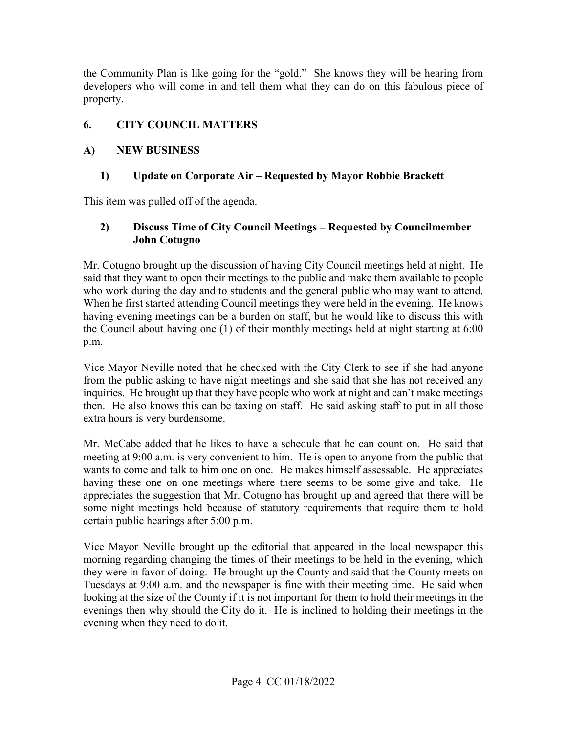the Community Plan is like going for the "gold." She knows they will be hearing from developers who will come in and tell them what they can do on this fabulous piece of property.

## 6. CITY COUNCIL MATTERS

### A) NEW BUSINESS

#### 1) Update on Corporate Air – Requested by Mayor Robbie Brackett

This item was pulled off of the agenda.

#### 2) Discuss Time of City Council Meetings – Requested by Councilmember John Cotugno

Mr. Cotugno brought up the discussion of having City Council meetings held at night. He said that they want to open their meetings to the public and make them available to people who work during the day and to students and the general public who may want to attend. When he first started attending Council meetings they were held in the evening. He knows having evening meetings can be a burden on staff, but he would like to discuss this with the Council about having one (1) of their monthly meetings held at night starting at 6:00 p.m.

Vice Mayor Neville noted that he checked with the City Clerk to see if she had anyone from the public asking to have night meetings and she said that she has not received any inquiries. He brought up that they have people who work at night and can't make meetings then. He also knows this can be taxing on staff. He said asking staff to put in all those extra hours is very burdensome.

Mr. McCabe added that he likes to have a schedule that he can count on. He said that meeting at 9:00 a.m. is very convenient to him. He is open to anyone from the public that wants to come and talk to him one on one. He makes himself assessable. He appreciates having these one on one meetings where there seems to be some give and take. He appreciates the suggestion that Mr. Cotugno has brought up and agreed that there will be some night meetings held because of statutory requirements that require them to hold certain public hearings after 5:00 p.m.

Vice Mayor Neville brought up the editorial that appeared in the local newspaper this morning regarding changing the times of their meetings to be held in the evening, which they were in favor of doing. He brought up the County and said that the County meets on Tuesdays at 9:00 a.m. and the newspaper is fine with their meeting time. He said when looking at the size of the County if it is not important for them to hold their meetings in the evenings then why should the City do it. He is inclined to holding their meetings in the evening when they need to do it.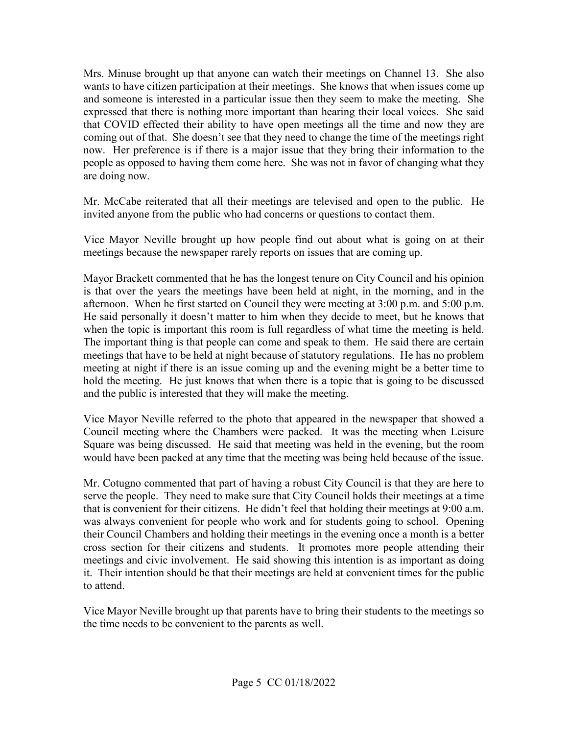Mrs. Minuse brought up that anyone can watch their meetings on Channel 13. She also wants to have citizen participation at their meetings. She knows that when issues come up and someone is interested in a particular issue then they seem to make the meeting. She expressed that there is nothing more important than hearing their local voices. She said that COVID effected their ability to have open meetings all the time and now they are coming out of that. She doesn't see that they need to change the time of the meetings right now. Her preference is if there is a major issue that they bring their information to the people as opposed to having them come here. She was not in favor of changing what they are doing now.

Mr. McCabe reiterated that all their meetings are televised and open to the public. He invited anyone from the public who had concerns or questions to contact them.

Vice Mayor Neville brought up how people find out about what is going on at their meetings because the newspaper rarely reports on issues that are coming up.

Mayor Brackett commented that he has the longest tenure on City Council and his opinion is that over the years the meetings have been held at night, in the morning, and in the afternoon. When he first started on Council they were meeting at 3:00 p.m. and 5:00 p.m. He said personally it doesn't matter to him when they decide to meet, but he knows that when the topic is important this room is full regardless of what time the meeting is held. The important thing is that people can come and speak to them. He said there are certain meetings that have to be held at night because of statutory regulations. He has no problem meeting at night if there is an issue coming up and the evening might be a better time to hold the meeting. He just knows that when there is a topic that is going to be discussed and the public is interested that they will make the meeting.

Vice Mayor Neville referred to the photo that appeared in the newspaper that showed a Council meeting where the Chambers were packed. It was the meeting when Leisure Square was being discussed. He said that meeting was held in the evening, but the room would have been packed at any time that the meeting was being held because of the issue.

Mr. Cotugno commented that part of having a robust City Council is that they are here to serve the people. They need to make sure that City Council holds their meetings at a time that is convenient for their citizens. He didn't feel that holding their meetings at 9:00 a.m. was always convenient for people who work and for students going to school. Opening their Council Chambers and holding their meetings in the evening once a month is a better cross section for their citizens and students. It promotes more people attending their meetings and civic involvement. He said showing this intention is as important as doing it. Their intention should be that their meetings are held at convenient times for the public to attend.

Vice Mayor Neville brought up that parents have to bring their students to the meetings so the time needs to be convenient to the parents as well.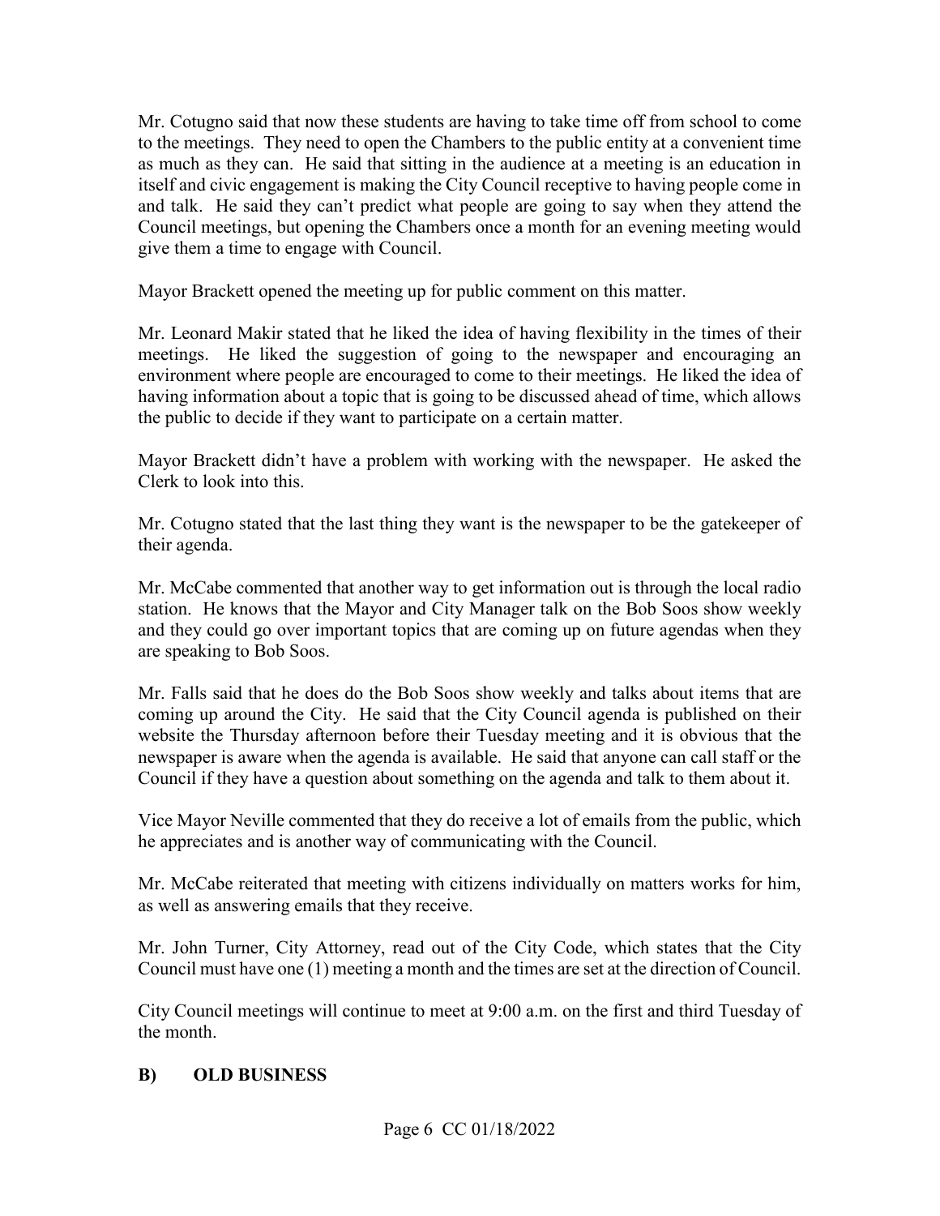Mr. Cotugno said that now these students are having to take time off from school to come to the meetings. They need to open the Chambers to the public entity at a convenient time as much as they can. He said that sitting in the audience at a meeting is an education in itself and civic engagement is making the City Council receptive to having people come in and talk. He said they can't predict what people are going to say when they attend the Council meetings, but opening the Chambers once a month for an evening meeting would give them a time to engage with Council.

Mayor Brackett opened the meeting up for public comment on this matter.

Mr. Leonard Makir stated that he liked the idea of having flexibility in the times of their meetings. He liked the suggestion of going to the newspaper and encouraging an environment where people are encouraged to come to their meetings. He liked the idea of having information about a topic that is going to be discussed ahead of time, which allows the public to decide if they want to participate on a certain matter.

Mayor Brackett didn't have a problem with working with the newspaper. He asked the Clerk to look into this.

Mr. Cotugno stated that the last thing they want is the newspaper to be the gatekeeper of their agenda.

Mr. McCabe commented that another way to get information out is through the local radio station. He knows that the Mayor and City Manager talk on the Bob Soos show weekly and they could go over important topics that are coming up on future agendas when they are speaking to Bob Soos.

Mr. Falls said that he does do the Bob Soos show weekly and talks about items that are coming up around the City. He said that the City Council agenda is published on their website the Thursday afternoon before their Tuesday meeting and it is obvious that the newspaper is aware when the agenda is available. He said that anyone can call staff or the Council if they have a question about something on the agenda and talk to them about it.

Vice Mayor Neville commented that they do receive a lot of emails from the public, which he appreciates and is another way of communicating with the Council.

Mr. McCabe reiterated that meeting with citizens individually on matters works for him, as well as answering emails that they receive.

Mr. John Turner, City Attorney, read out of the City Code, which states that the City Council must have one (1) meeting a month and the times are set at the direction of Council.

City Council meetings will continue to meet at 9:00 a.m. on the first and third Tuesday of the month.

## B) OLD BUSINESS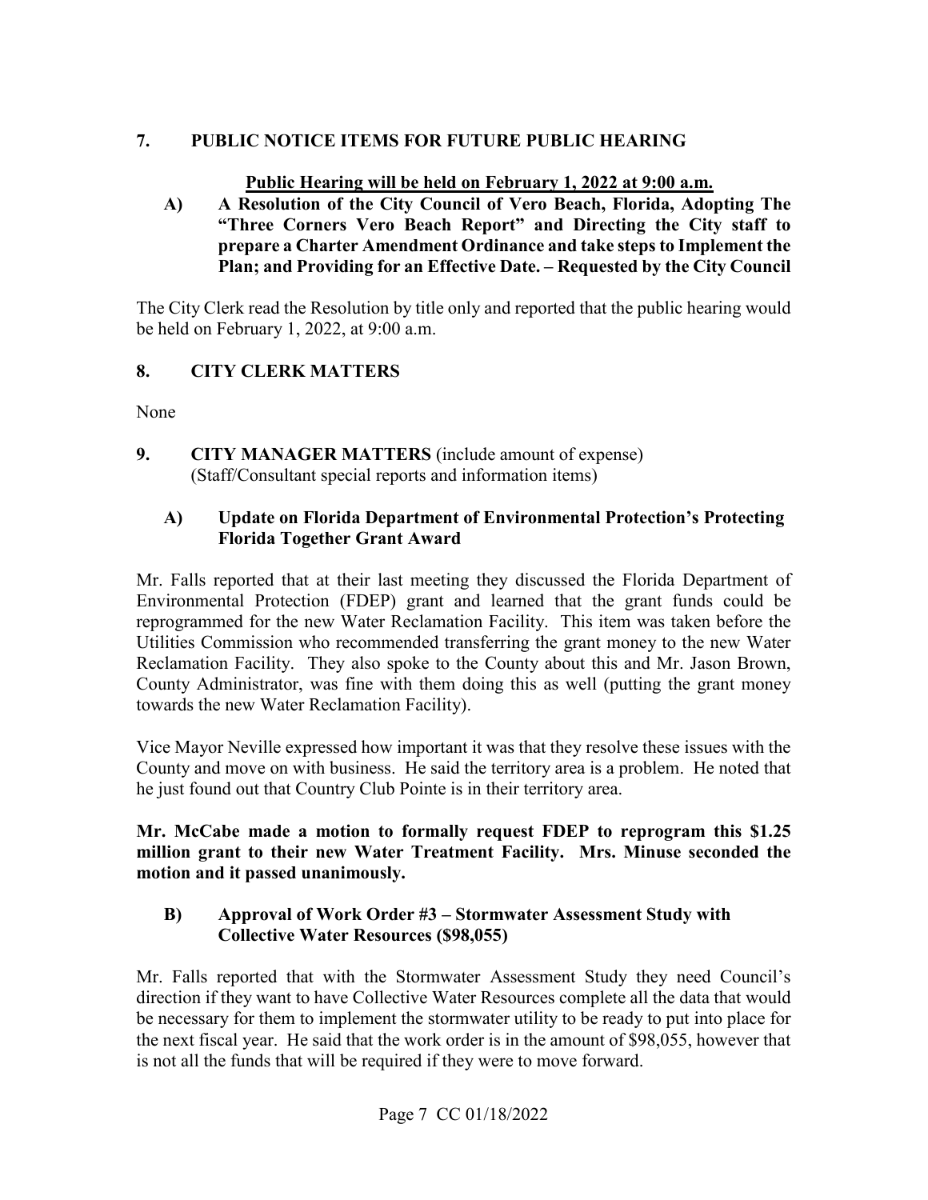## 7. PUBLIC NOTICE ITEMS FOR FUTURE PUBLIC HEARING

**<u>Public Hearing will be held on February 1, 2022 at 9:00 a.m.</u>**

**A) A Resolution of the City Council of Vero Beach, Florida, Adopting The "Three Corners Vero Beach Report" and Directing the City staff to prepare a Charter Amendment Ordinance and take steps to Implement the Plan; and Providing for an Effective Date. – Requested by the City Council**

The City Clerk read the Resolution by title only and reported that the public hearing would be held on February 1, 2022, at 9:00 a.m.

## 8. CITY CLERK MATTERS

None

## 9. CITY MANAGER MATTERS (include amount of expense)
(Staff/Consultant special reports and information items)

### A) Update on Florida Department of Environmental Protection's Protecting Florida Together Grant Award

Mr. Falls reported that at their last meeting they discussed the Florida Department of Environmental Protection (FDEP) grant and learned that the grant funds could be reprogrammed for the new Water Reclamation Facility. This item was taken before the Utilities Commission who recommended transferring the grant money to the new Water Reclamation Facility. They also spoke to the County about this and Mr. Jason Brown, County Administrator, was fine with them doing this as well (putting the grant money towards the new Water Reclamation Facility).

Vice Mayor Neville expressed how important it was that they resolve these issues with the County and move on with business. He said the territory area is a problem. He noted that he just found out that Country Club Pointe is in their territory area.

**Mr. McCabe made a motion to formally request FDEP to reprogram this $1.25 million grant to their new Water Treatment Facility. Mrs. Minuse seconded the motion and it passed unanimously.**

### B) Approval of Work Order #3 – Stormwater Assessment Study with Collective Water Resources ($98,055)

Mr. Falls reported that with the Stormwater Assessment Study they need Council's direction if they want to have Collective Water Resources complete all the data that would be necessary for them to implement the stormwater utility to be ready to put into place for the next fiscal year. He said that the work order is in the amount of $98,055, however that is not all the funds that will be required if they were to move forward.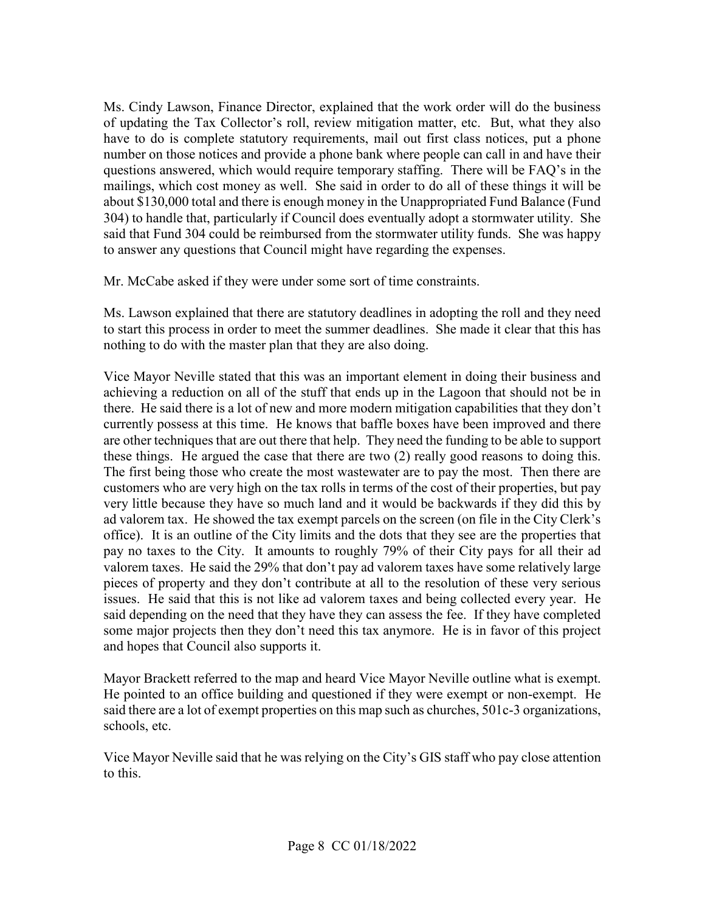Ms. Cindy Lawson, Finance Director, explained that the work order will do the business of updating the Tax Collector's roll, review mitigation matter, etc. But, what they also have to do is complete statutory requirements, mail out first class notices, put a phone number on those notices and provide a phone bank where people can call in and have their questions answered, which would require temporary staffing. There will be FAQ's in the mailings, which cost money as well. She said in order to do all of these things it will be about $130,000 total and there is enough money in the Unappropriated Fund Balance (Fund 304) to handle that, particularly if Council does eventually adopt a stormwater utility. She said that Fund 304 could be reimbursed from the stormwater utility funds. She was happy to answer any questions that Council might have regarding the expenses.

Mr. McCabe asked if they were under some sort of time constraints.

Ms. Lawson explained that there are statutory deadlines in adopting the roll and they need to start this process in order to meet the summer deadlines. She made it clear that this has nothing to do with the master plan that they are also doing.

Vice Mayor Neville stated that this was an important element in doing their business and achieving a reduction on all of the stuff that ends up in the Lagoon that should not be in there. He said there is a lot of new and more modern mitigation capabilities that they don't currently possess at this time. He knows that baffle boxes have been improved and there are other techniques that are out there that help. They need the funding to be able to support these things. He argued the case that there are two (2) really good reasons to doing this. The first being those who create the most wastewater are to pay the most. Then there are customers who are very high on the tax rolls in terms of the cost of their properties, but pay very little because they have so much land and it would be backwards if they did this by ad valorem tax. He showed the tax exempt parcels on the screen (on file in the City Clerk's office). It is an outline of the City limits and the dots that they see are the properties that pay no taxes to the City. It amounts to roughly 79% of their City pays for all their ad valorem taxes. He said the 29% that don't pay ad valorem taxes have some relatively large pieces of property and they don't contribute at all to the resolution of these very serious issues. He said that this is not like ad valorem taxes and being collected every year. He said depending on the need that they have they can assess the fee. If they have completed some major projects then they don't need this tax anymore. He is in favor of this project and hopes that Council also supports it.

Mayor Brackett referred to the map and heard Vice Mayor Neville outline what is exempt. He pointed to an office building and questioned if they were exempt or non-exempt. He said there are a lot of exempt properties on this map such as churches, 501c-3 organizations, schools, etc.

Vice Mayor Neville said that he was relying on the City's GIS staff who pay close attention to this.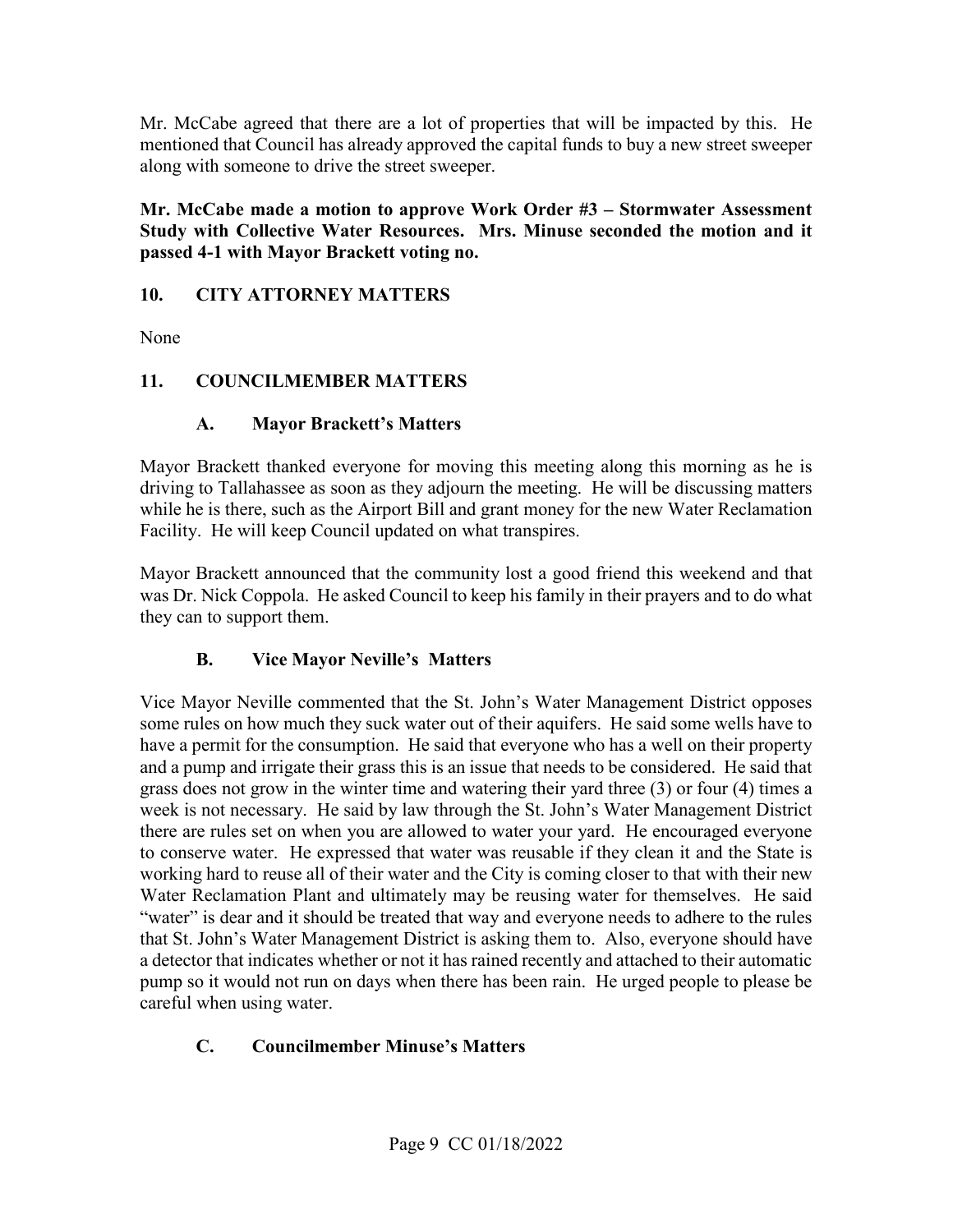Mr. McCabe agreed that there are a lot of properties that will be impacted by this. He mentioned that Council has already approved the capital funds to buy a new street sweeper along with someone to drive the street sweeper.

**Mr. McCabe made a motion to approve Work Order #3 – Stormwater Assessment Study with Collective Water Resources. Mrs. Minuse seconded the motion and it passed 4-1 with Mayor Brackett voting no.**

## 10. CITY ATTORNEY MATTERS

None

## 11. COUNCILMEMBER MATTERS

### A. Mayor Brackett's Matters

Mayor Brackett thanked everyone for moving this meeting along this morning as he is driving to Tallahassee as soon as they adjourn the meeting. He will be discussing matters while he is there, such as the Airport Bill and grant money for the new Water Reclamation Facility. He will keep Council updated on what transpires.

Mayor Brackett announced that the community lost a good friend this weekend and that was Dr. Nick Coppola. He asked Council to keep his family in their prayers and to do what they can to support them.

### B. Vice Mayor Neville's Matters

Vice Mayor Neville commented that the St. John's Water Management District opposes some rules on how much they suck water out of their aquifers. He said some wells have to have a permit for the consumption. He said that everyone who has a well on their property and a pump and irrigate their grass this is an issue that needs to be considered. He said that grass does not grow in the winter time and watering their yard three (3) or four (4) times a week is not necessary. He said by law through the St. John's Water Management District there are rules set on when you are allowed to water your yard. He encouraged everyone to conserve water. He expressed that water was reusable if they clean it and the State is working hard to reuse all of their water and the City is coming closer to that with their new Water Reclamation Plant and ultimately may be reusing water for themselves. He said "water" is dear and it should be treated that way and everyone needs to adhere to the rules that St. John's Water Management District is asking them to. Also, everyone should have a detector that indicates whether or not it has rained recently and attached to their automatic pump so it would not run on days when there has been rain. He urged people to please be careful when using water.

### C. Councilmember Minuse's Matters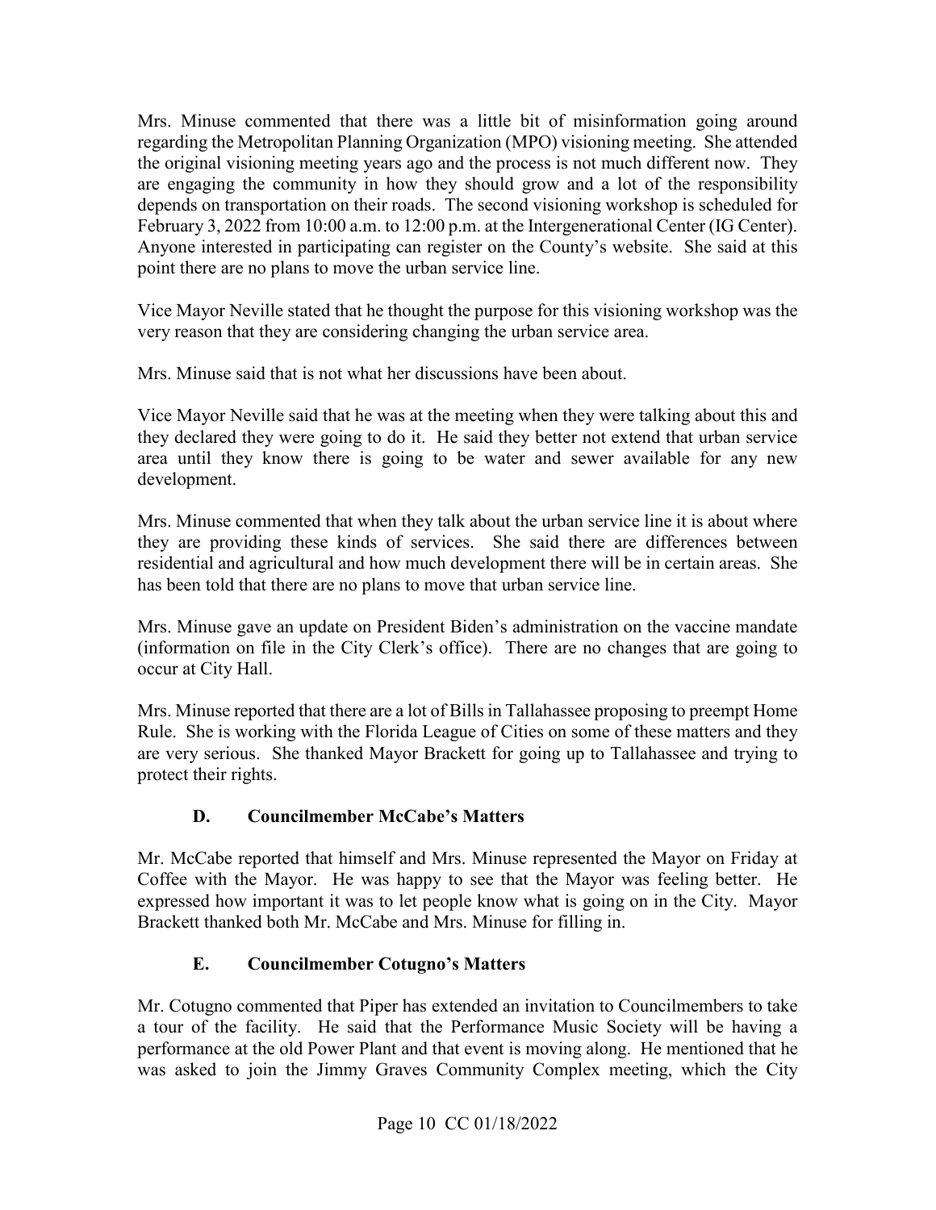Mrs. Minuse commented that there was a little bit of misinformation going around regarding the Metropolitan Planning Organization (MPO) visioning meeting. She attended the original visioning meeting years ago and the process is not much different now. They are engaging the community in how they should grow and a lot of the responsibility depends on transportation on their roads. The second visioning workshop is scheduled for February 3, 2022 from 10:00 a.m. to 12:00 p.m. at the Intergenerational Center (IG Center). Anyone interested in participating can register on the County's website. She said at this point there are no plans to move the urban service line.

Vice Mayor Neville stated that he thought the purpose for this visioning workshop was the very reason that they are considering changing the urban service area.

Mrs. Minuse said that is not what her discussions have been about.

Vice Mayor Neville said that he was at the meeting when they were talking about this and they declared they were going to do it. He said they better not extend that urban service area until they know there is going to be water and sewer available for any new development.

Mrs. Minuse commented that when they talk about the urban service line it is about where they are providing these kinds of services. She said there are differences between residential and agricultural and how much development there will be in certain areas. She has been told that there are no plans to move that urban service line.

Mrs. Minuse gave an update on President Biden's administration on the vaccine mandate (information on file in the City Clerk's office). There are no changes that are going to occur at City Hall.

Mrs. Minuse reported that there are a lot of Bills in Tallahassee proposing to preempt Home Rule. She is working with the Florida League of Cities on some of these matters and they are very serious. She thanked Mayor Brackett for going up to Tallahassee and trying to protect their rights.

### D. Councilmember McCabe's Matters

Mr. McCabe reported that himself and Mrs. Minuse represented the Mayor on Friday at Coffee with the Mayor. He was happy to see that the Mayor was feeling better. He expressed how important it was to let people know what is going on in the City. Mayor Brackett thanked both Mr. McCabe and Mrs. Minuse for filling in.

### E. Councilmember Cotugno's Matters

Mr. Cotugno commented that Piper has extended an invitation to Councilmembers to take a tour of the facility. He said that the Performance Music Society will be having a performance at the old Power Plant and that event is moving along. He mentioned that he was asked to join the Jimmy Graves Community Complex meeting, which the City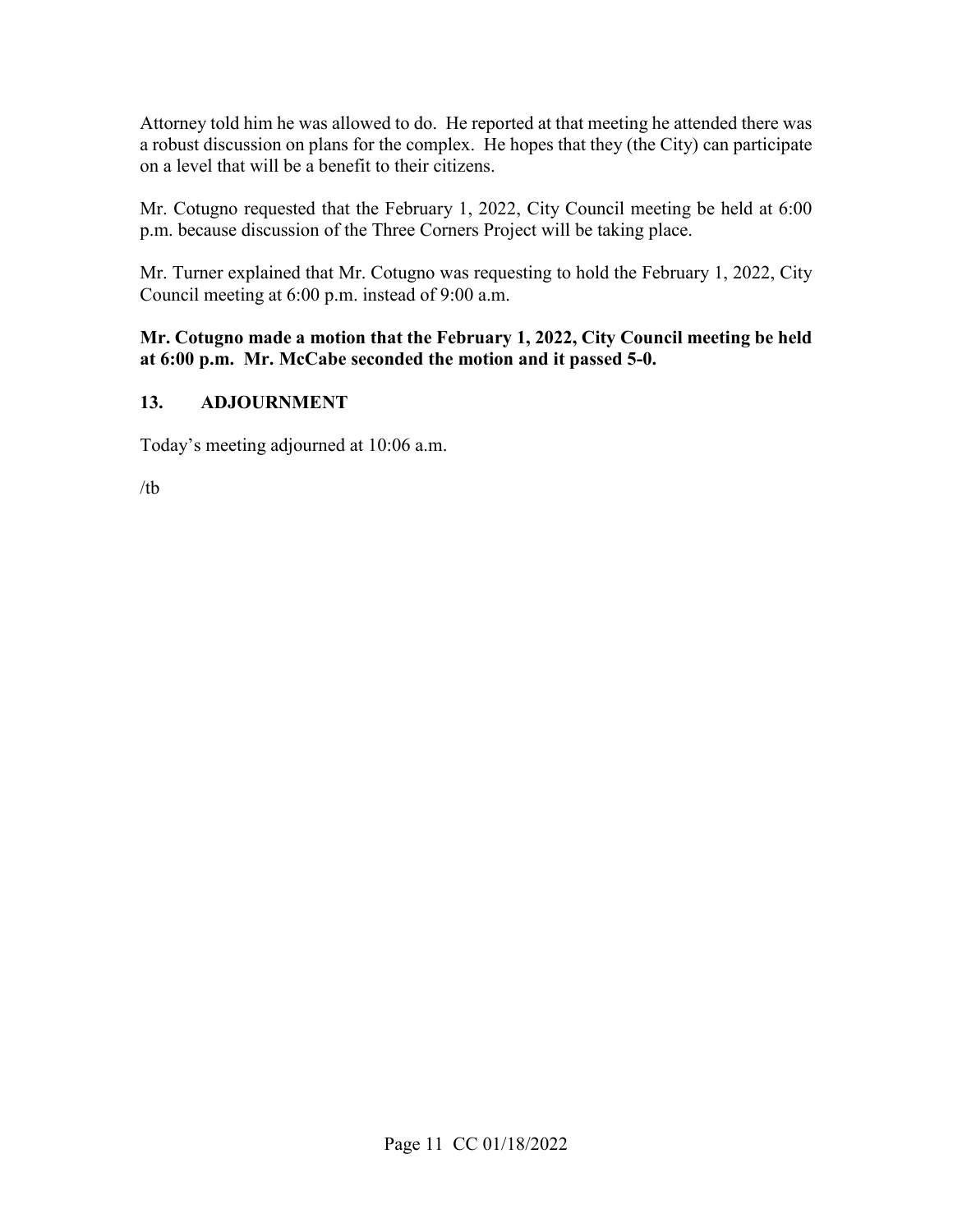Attorney told him he was allowed to do. He reported at that meeting he attended there was a robust discussion on plans for the complex. He hopes that they (the City) can participate on a level that will be a benefit to their citizens.

Mr. Cotugno requested that the February 1, 2022, City Council meeting be held at 6:00 p.m. because discussion of the Three Corners Project will be taking place.

Mr. Turner explained that Mr. Cotugno was requesting to hold the February 1, 2022, City Council meeting at 6:00 p.m. instead of 9:00 a.m.

**Mr. Cotugno made a motion that the February 1, 2022, City Council meeting be held at 6:00 p.m. Mr. McCabe seconded the motion and it passed 5-0.**

## 13. ADJOURNMENT

Today's meeting adjourned at 10:06 a.m.

/tb